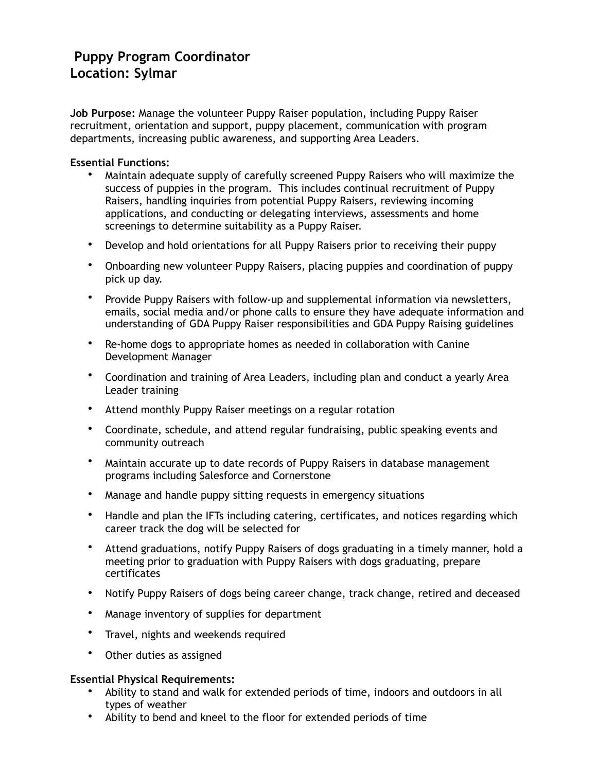# Puppy Program Coordinator
# Location: Sylmar

**Job Purpose:** Manage the volunteer Puppy Raiser population, including Puppy Raiser recruitment, orientation and support, puppy placement, communication with program departments, increasing public awareness, and supporting Area Leaders.

**Essential Functions:**

- Maintain adequate supply of carefully screened Puppy Raisers who will maximize the success of puppies in the program. This includes continual recruitment of Puppy Raisers, handling inquiries from potential Puppy Raisers, reviewing incoming applications, and conducting or delegating interviews, assessments and home screenings to determine suitability as a Puppy Raiser.
- Develop and hold orientations for all Puppy Raisers prior to receiving their puppy
- Onboarding new volunteer Puppy Raisers, placing puppies and coordination of puppy pick up day.
- Provide Puppy Raisers with follow-up and supplemental information via newsletters, emails, social media and/or phone calls to ensure they have adequate information and understanding of GDA Puppy Raiser responsibilities and GDA Puppy Raising guidelines
- Re-home dogs to appropriate homes as needed in collaboration with Canine Development Manager
- Coordination and training of Area Leaders, including plan and conduct a yearly Area Leader training
- Attend monthly Puppy Raiser meetings on a regular rotation
- Coordinate, schedule, and attend regular fundraising, public speaking events and community outreach
- Maintain accurate up to date records of Puppy Raisers in database management programs including Salesforce and Cornerstone
- Manage and handle puppy sitting requests in emergency situations
- Handle and plan the IFTs including catering, certificates, and notices regarding which career track the dog will be selected for
- Attend graduations, notify Puppy Raisers of dogs graduating in a timely manner, hold a meeting prior to graduation with Puppy Raisers with dogs graduating, prepare certificates
- Notify Puppy Raisers of dogs being career change, track change, retired and deceased
- Manage inventory of supplies for department
- Travel, nights and weekends required
- Other duties as assigned

**Essential Physical Requirements:**

- Ability to stand and walk for extended periods of time, indoors and outdoors in all types of weather
- Ability to bend and kneel to the floor for extended periods of time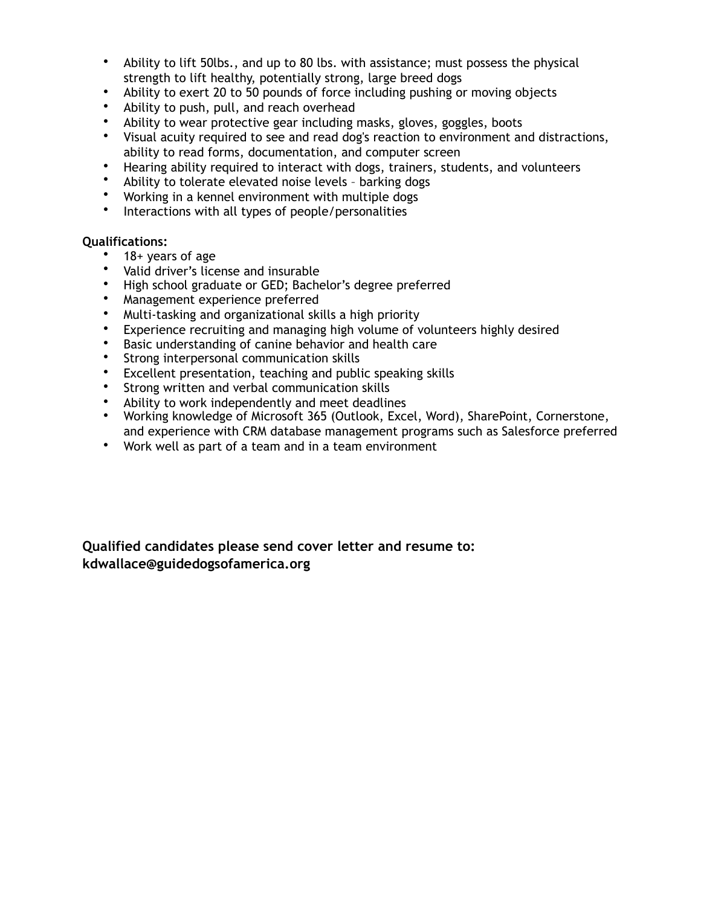- Ability to lift 50lbs., and up to 80 lbs. with assistance; must possess the physical strength to lift healthy, potentially strong, large breed dogs
- Ability to exert 20 to 50 pounds of force including pushing or moving objects
- Ability to push, pull, and reach overhead
- Ability to wear protective gear including masks, gloves, goggles, boots
- Visual acuity required to see and read dog's reaction to environment and distractions, ability to read forms, documentation, and computer screen
- Hearing ability required to interact with dogs, trainers, students, and volunteers
- Ability to tolerate elevated noise levels – barking dogs
- Working in a kennel environment with multiple dogs
- Interactions with all types of people/personalities

**Qualifications:**

- 18+ years of age
- Valid driver's license and insurable
- High school graduate or GED; Bachelor's degree preferred
- Management experience preferred
- Multi-tasking and organizational skills a high priority
- Experience recruiting and managing high volume of volunteers highly desired
- Basic understanding of canine behavior and health care
- Strong interpersonal communication skills
- Excellent presentation, teaching and public speaking skills
- Strong written and verbal communication skills
- Ability to work independently and meet deadlines
- Working knowledge of Microsoft 365 (Outlook, Excel, Word), SharePoint, Cornerstone, and experience with CRM database management programs such as Salesforce preferred
- Work well as part of a team and in a team environment

**Qualified candidates please send cover letter and resume to: kdwallace@guidedogsofamerica.org**